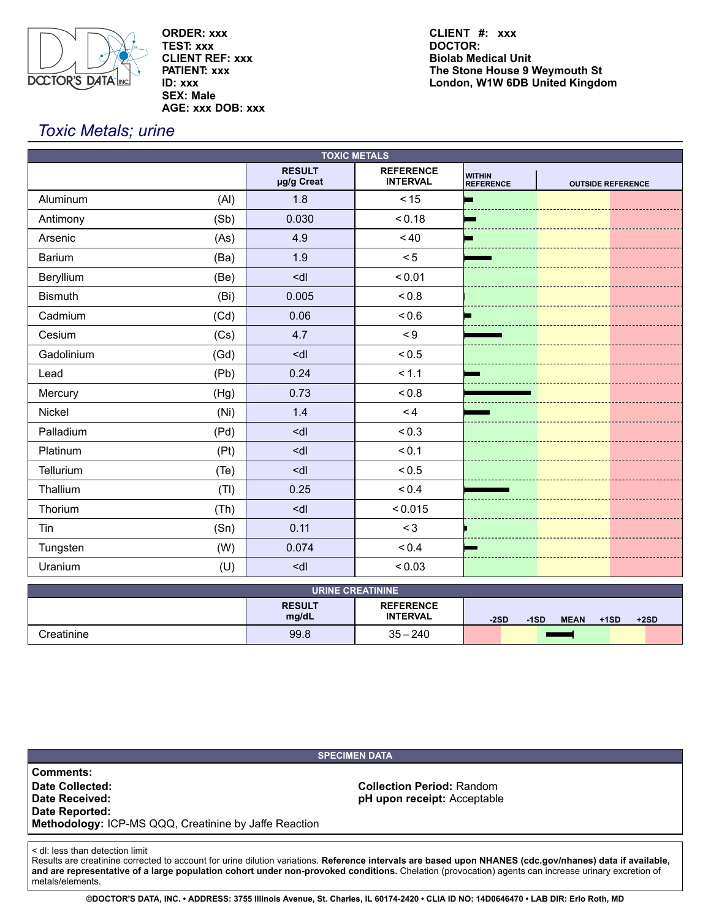DOCTOR'S DATA INC.

**ORDER: xxx**
**TEST: xxx**
**CLIENT REF: xxx**
**PATIENT: xxx**
**ID: xxx**
**SEX: Male**
**AGE: xxx DOB: xxx**

**CLIENT #: xxx**
**DOCTOR:**
**Biolab Medical Unit**
**The Stone House 9 Weymouth St**
**London, W1W 6DB United Kingdom**

# *Toxic Metals; urine*

## TOXIC METALS

| | | RESULT µg/g Creat | REFERENCE INTERVAL |
|---|---|---|---|
| Aluminum | (Al) | 1.8 | < 15 |
| Antimony | (Sb) | 0.030 | < 0.18 |
| Arsenic | (As) | 4.9 | < 40 |
| Barium | (Ba) | 1.9 | < 5 |
| Beryllium | (Be) | <dl | < 0.01 |
| Bismuth | (Bi) | 0.005 | < 0.8 |
| Cadmium | (Cd) | 0.06 | < 0.6 |
| Cesium | (Cs) | 4.7 | < 9 |
| Gadolinium | (Gd) | <dl | < 0.5 |
| Lead | (Pb) | 0.24 | < 1.1 |
| Mercury | (Hg) | 0.73 | < 0.8 |
| Nickel | (Ni) | 1.4 | < 4 |
| Palladium | (Pd) | <dl | < 0.3 |
| Platinum | (Pt) | <dl | < 0.1 |
| Tellurium | (Te) | <dl | < 0.5 |
| Thallium | (Tl) | 0.25 | < 0.4 |
| Thorium | (Th) | <dl | < 0.015 |
| Tin | (Sn) | 0.11 | < 3 |
| Tungsten | (W) | 0.074 | < 0.4 |
| Uranium | (U) | <dl | < 0.03 |

## URINE CREATININE

| | RESULT mg/dL | REFERENCE INTERVAL |
|---|---|---|
| Creatinine | 99.8 | 35 – 240 |

## SPECIMEN DATA

**Comments:**
**Date Collected:**
**Date Received:**
**Date Reported:**
**Methodology:** ICP-MS QQQ, Creatinine by Jaffe Reaction

**Collection Period:** Random
**pH upon receipt:** Acceptable

< dl: less than detection limit
Results are creatinine corrected to account for urine dilution variations. **Reference intervals are based upon NHANES (cdc.gov/nhanes) data if available, and are representative of a large population cohort under non-provoked conditions.** Chelation (provocation) agents can increase urinary excretion of metals/elements.

**©DOCTOR'S DATA, INC. • ADDRESS: 3755 Illinois Avenue, St. Charles, IL 60174-2420 • CLIA ID NO: 14D0646470 • LAB DIR: Erlo Roth, MD**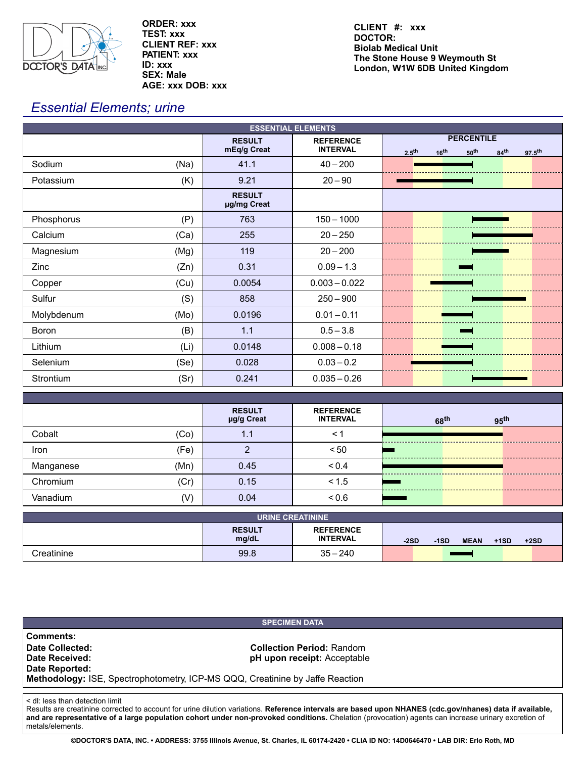ORDER: xxx
TEST: xxx
CLIENT REF: xxx
PATIENT: xxx
ID: xxx
SEX: Male
AGE: xxx DOB: xxx

CLIENT #: xxx
DOCTOR:
Biolab Medical Unit
The Stone House 9 Weymouth St
London, W1W 6DB United Kingdom

# Essential Elements; urine

| ESSENTIAL ELEMENTS | | RESULT mEq/g Creat | REFERENCE INTERVAL | PERCENTILE (2.5th, 16th, 50th, 84th, 97.5th) |
|---|---|---|---|---|
| Sodium | (Na) | 41.1 | 40 – 200 | |
| Potassium | (K) | 9.21 | 20 – 90 | |
| | | **RESULT µg/mg Creat** | | |
| Phosphorus | (P) | 763 | 150 – 1000 | |
| Calcium | (Ca) | 255 | 20 – 250 | |
| Magnesium | (Mg) | 119 | 20 – 200 | |
| Zinc | (Zn) | 0.31 | 0.09 – 1.3 | |
| Copper | (Cu) | 0.0054 | 0.003 – 0.022 | |
| Sulfur | (S) | 858 | 250 – 900 | |
| Molybdenum | (Mo) | 0.0196 | 0.01 – 0.11 | |
| Boron | (B) | 1.1 | 0.5 – 3.8 | |
| Lithium | (Li) | 0.0148 | 0.008 – 0.18 | |
| Selenium | (Se) | 0.028 | 0.03 – 0.2 | |
| Strontium | (Sr) | 0.241 | 0.035 – 0.26 | |

| | | RESULT µg/g Creat | REFERENCE INTERVAL | 68th, 95th |
|---|---|---|---|---|
| Cobalt | (Co) | 1.1 | < 1 | |
| Iron | (Fe) | 2 | < 50 | |
| Manganese | (Mn) | 0.45 | < 0.4 | |
| Chromium | (Cr) | 0.15 | < 1.5 | |
| Vanadium | (V) | 0.04 | < 0.6 | |

| URINE CREATININE | RESULT mg/dL | REFERENCE INTERVAL | -2SD, -1SD, MEAN, +1SD, +2SD |
|---|---|---|---|
| Creatinine | 99.8 | 35 – 240 | |

**SPECIMEN DATA**

**Comments:**
**Date Collected:**
**Date Received:**
**Date Reported:**
**Collection Period:** Random
**pH upon receipt:** Acceptable
**Methodology:** ISE, Spectrophotometry, ICP-MS QQQ, Creatinine by Jaffe Reaction

< dl: less than detection limit
Results are creatinine corrected to account for urine dilution variations. **Reference intervals are based upon NHANES (cdc.gov/nhanes) data if available, and are representative of a large population cohort under non-provoked conditions.** Chelation (provocation) agents can increase urinary excretion of metals/elements.

©DOCTOR'S DATA, INC. • ADDRESS: 3755 Illinois Avenue, St. Charles, IL 60174-2420 • CLIA ID NO: 14D0646470 • LAB DIR: Erlo Roth, MD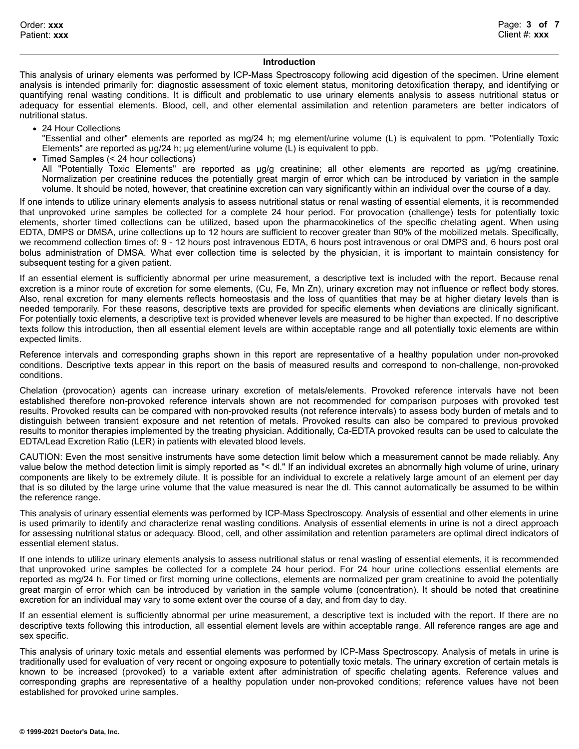## Introduction

This analysis of urinary elements was performed by ICP-Mass Spectroscopy following acid digestion of the specimen. Urine element analysis is intended primarily for: diagnostic assessment of toxic element status, monitoring detoxification therapy, and identifying or quantifying renal wasting conditions. It is difficult and problematic to use urinary elements analysis to assess nutritional status or adequacy for essential elements. Blood, cell, and other elemental assimilation and retention parameters are better indicators of nutritional status.

- 24 Hour Collections
  "Essential and other" elements are reported as mg/24 h; mg element/urine volume (L) is equivalent to ppm. "Potentially Toxic Elements" are reported as µg/24 h; µg element/urine volume (L) is equivalent to ppb.
- Timed Samples (< 24 hour collections)
  All "Potentially Toxic Elements" are reported as µg/g creatinine; all other elements are reported as µg/mg creatinine. Normalization per creatinine reduces the potentially great margin of error which can be introduced by variation in the sample volume. It should be noted, however, that creatinine excretion can vary significantly within an individual over the course of a day.

If one intends to utilize urinary elements analysis to assess nutritional status or renal wasting of essential elements, it is recommended that unprovoked urine samples be collected for a complete 24 hour period. For provocation (challenge) tests for potentially toxic elements, shorter timed collections can be utilized, based upon the pharmacokinetics of the specific chelating agent. When using EDTA, DMPS or DMSA, urine collections up to 12 hours are sufficient to recover greater than 90% of the mobilized metals. Specifically, we recommend collection times of: 9 - 12 hours post intravenous EDTA, 6 hours post intravenous or oral DMPS and, 6 hours post oral bolus administration of DMSA. What ever collection time is selected by the physician, it is important to maintain consistency for subsequent testing for a given patient.

If an essential element is sufficiently abnormal per urine measurement, a descriptive text is included with the report. Because renal excretion is a minor route of excretion for some elements, (Cu, Fe, Mn Zn), urinary excretion may not influence or reflect body stores. Also, renal excretion for many elements reflects homeostasis and the loss of quantities that may be at higher dietary levels than is needed temporarily. For these reasons, descriptive texts are provided for specific elements when deviations are clinically significant. For potentially toxic elements, a descriptive text is provided whenever levels are measured to be higher than expected. If no descriptive texts follow this introduction, then all essential element levels are within acceptable range and all potentially toxic elements are within expected limits.

Reference intervals and corresponding graphs shown in this report are representative of a healthy population under non-provoked conditions. Descriptive texts appear in this report on the basis of measured results and correspond to non-challenge, non-provoked conditions.

Chelation (provocation) agents can increase urinary excretion of metals/elements. Provoked reference intervals have not been established therefore non-provoked reference intervals shown are not recommended for comparison purposes with provoked test results. Provoked results can be compared with non-provoked results (not reference intervals) to assess body burden of metals and to distinguish between transient exposure and net retention of metals. Provoked results can also be compared to previous provoked results to monitor therapies implemented by the treating physician. Additionally, Ca-EDTA provoked results can be used to calculate the EDTA/Lead Excretion Ratio (LER) in patients with elevated blood levels.

CAUTION: Even the most sensitive instruments have some detection limit below which a measurement cannot be made reliably. Any value below the method detection limit is simply reported as "< dl." If an individual excretes an abnormally high volume of urine, urinary components are likely to be extremely dilute. It is possible for an individual to excrete a relatively large amount of an element per day that is so diluted by the large urine volume that the value measured is near the dl. This cannot automatically be assumed to be within the reference range.

This analysis of urinary essential elements was performed by ICP-Mass Spectroscopy. Analysis of essential and other elements in urine is used primarily to identify and characterize renal wasting conditions. Analysis of essential elements in urine is not a direct approach for assessing nutritional status or adequacy. Blood, cell, and other assimilation and retention parameters are optimal direct indicators of essential element status.

If one intends to utilize urinary elements analysis to assess nutritional status or renal wasting of essential elements, it is recommended that unprovoked urine samples be collected for a complete 24 hour period. For 24 hour urine collections essential elements are reported as mg/24 h. For timed or first morning urine collections, elements are normalized per gram creatinine to avoid the potentially great margin of error which can be introduced by variation in the sample volume (concentration). It should be noted that creatinine excretion for an individual may vary to some extent over the course of a day, and from day to day.

If an essential element is sufficiently abnormal per urine measurement, a descriptive text is included with the report. If there are no descriptive texts following this introduction, all essential element levels are within acceptable range. All reference ranges are age and sex specific.

This analysis of urinary toxic metals and essential elements was performed by ICP-Mass Spectroscopy. Analysis of metals in urine is traditionally used for evaluation of very recent or ongoing exposure to potentially toxic metals. The urinary excretion of certain metals is known to be increased (provoked) to a variable extent after administration of specific chelating agents. Reference values and corresponding graphs are representative of a healthy population under non-provoked conditions; reference values have not been established for provoked urine samples.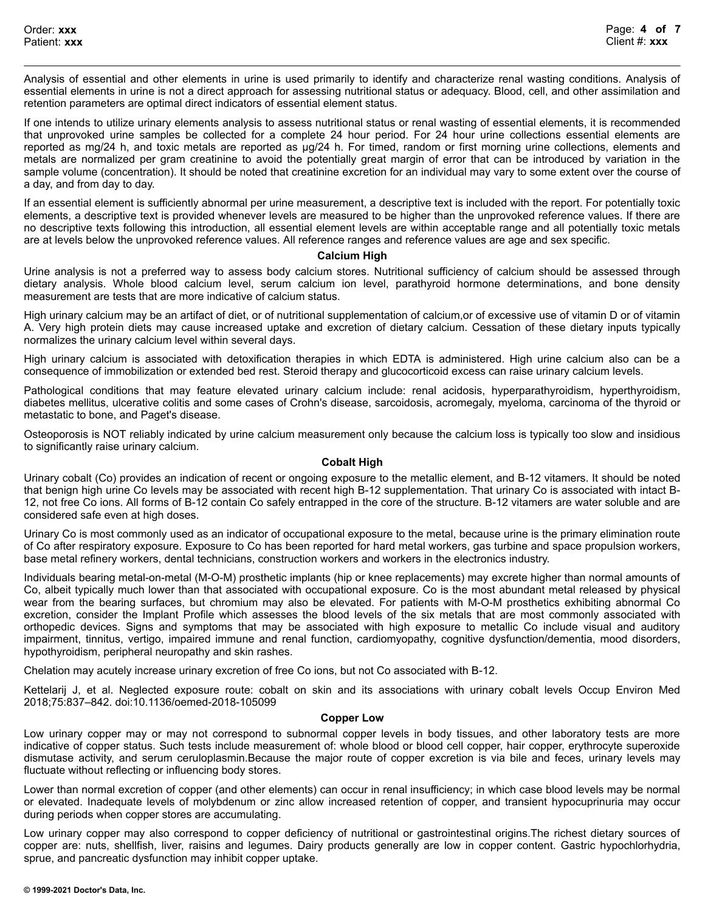Analysis of essential and other elements in urine is used primarily to identify and characterize renal wasting conditions. Analysis of essential elements in urine is not a direct approach for assessing nutritional status or adequacy. Blood, cell, and other assimilation and retention parameters are optimal direct indicators of essential element status.

If one intends to utilize urinary elements analysis to assess nutritional status or renal wasting of essential elements, it is recommended that unprovoked urine samples be collected for a complete 24 hour period. For 24 hour urine collections essential elements are reported as mg/24 h, and toxic metals are reported as µg/24 h. For timed, random or first morning urine collections, elements and metals are normalized per gram creatinine to avoid the potentially great margin of error that can be introduced by variation in the sample volume (concentration). It should be noted that creatinine excretion for an individual may vary to some extent over the course of a day, and from day to day.

If an essential element is sufficiently abnormal per urine measurement, a descriptive text is included with the report. For potentially toxic elements, a descriptive text is provided whenever levels are measured to be higher than the unprovoked reference values. If there are no descriptive texts following this introduction, all essential element levels are within acceptable range and all potentially toxic metals are at levels below the unprovoked reference values. All reference ranges and reference values are age and sex specific.

## Calcium High

Urine analysis is not a preferred way to assess body calcium stores. Nutritional sufficiency of calcium should be assessed through dietary analysis. Whole blood calcium level, serum calcium ion level, parathyroid hormone determinations, and bone density measurement are tests that are more indicative of calcium status.

High urinary calcium may be an artifact of diet, or of nutritional supplementation of calcium,or of excessive use of vitamin D or of vitamin A. Very high protein diets may cause increased uptake and excretion of dietary calcium. Cessation of these dietary inputs typically normalizes the urinary calcium level within several days.

High urinary calcium is associated with detoxification therapies in which EDTA is administered. High urine calcium also can be a consequence of immobilization or extended bed rest. Steroid therapy and glucocorticoid excess can raise urinary calcium levels.

Pathological conditions that may feature elevated urinary calcium include: renal acidosis, hyperparathyroidism, hyperthyroidism, diabetes mellitus, ulcerative colitis and some cases of Crohn's disease, sarcoidosis, acromegaly, myeloma, carcinoma of the thyroid or metastatic to bone, and Paget's disease.

Osteoporosis is NOT reliably indicated by urine calcium measurement only because the calcium loss is typically too slow and insidious to significantly raise urinary calcium.

## Cobalt High

Urinary cobalt (Co) provides an indication of recent or ongoing exposure to the metallic element, and B-12 vitamers. It should be noted that benign high urine Co levels may be associated with recent high B-12 supplementation. That urinary Co is associated with intact B-12, not free Co ions. All forms of B-12 contain Co safely entrapped in the core of the structure. B-12 vitamers are water soluble and are considered safe even at high doses.

Urinary Co is most commonly used as an indicator of occupational exposure to the metal, because urine is the primary elimination route of Co after respiratory exposure. Exposure to Co has been reported for hard metal workers, gas turbine and space propulsion workers, base metal refinery workers, dental technicians, construction workers and workers in the electronics industry.

Individuals bearing metal-on-metal (M-O-M) prosthetic implants (hip or knee replacements) may excrete higher than normal amounts of Co, albeit typically much lower than that associated with occupational exposure. Co is the most abundant metal released by physical wear from the bearing surfaces, but chromium may also be elevated. For patients with M-O-M prosthetics exhibiting abnormal Co excretion, consider the Implant Profile which assesses the blood levels of the six metals that are most commonly associated with orthopedic devices. Signs and symptoms that may be associated with high exposure to metallic Co include visual and auditory impairment, tinnitus, vertigo, impaired immune and renal function, cardiomyopathy, cognitive dysfunction/dementia, mood disorders, hypothyroidism, peripheral neuropathy and skin rashes.

Chelation may acutely increase urinary excretion of free Co ions, but not Co associated with B-12.

Kettelarij J, et al. Neglected exposure route: cobalt on skin and its associations with urinary cobalt levels Occup Environ Med 2018;75:837–842. doi:10.1136/oemed-2018-105099

## Copper Low

Low urinary copper may or may not correspond to subnormal copper levels in body tissues, and other laboratory tests are more indicative of copper status. Such tests include measurement of: whole blood or blood cell copper, hair copper, erythrocyte superoxide dismutase activity, and serum ceruloplasmin.Because the major route of copper excretion is via bile and feces, urinary levels may fluctuate without reflecting or influencing body stores.

Lower than normal excretion of copper (and other elements) can occur in renal insufficiency; in which case blood levels may be normal or elevated. Inadequate levels of molybdenum or zinc allow increased retention of copper, and transient hypocuprinuria may occur during periods when copper stores are accumulating.

Low urinary copper may also correspond to copper deficiency of nutritional or gastrointestinal origins.The richest dietary sources of copper are: nuts, shellfish, liver, raisins and legumes. Dairy products generally are low in copper content. Gastric hypochlorhydria, sprue, and pancreatic dysfunction may inhibit copper uptake.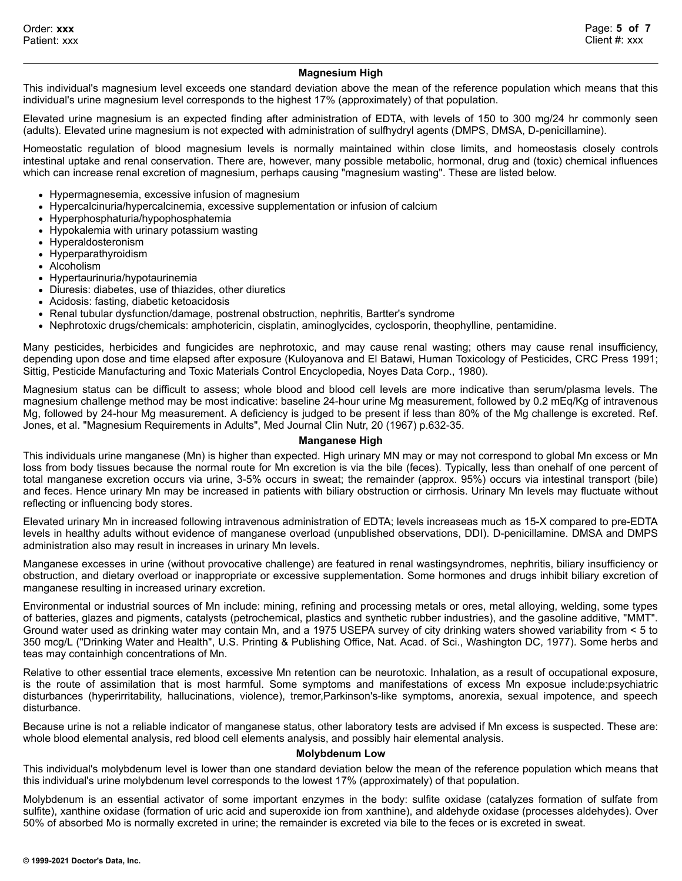### Magnesium High

This individual's magnesium level exceeds one standard deviation above the mean of the reference population which means that this individual's urine magnesium level corresponds to the highest 17% (approximately) of that population.

Elevated urine magnesium is an expected finding after administration of EDTA, with levels of 150 to 300 mg/24 hr commonly seen (adults). Elevated urine magnesium is not expected with administration of sulfhydryl agents (DMPS, DMSA, D-penicillamine).

Homeostatic regulation of blood magnesium levels is normally maintained within close limits, and homeostasis closely controls intestinal uptake and renal conservation. There are, however, many possible metabolic, hormonal, drug and (toxic) chemical influences which can increase renal excretion of magnesium, perhaps causing "magnesium wasting". These are listed below.

- Hypermagnesemia, excessive infusion of magnesium
- Hypercalcinuria/hypercalcinemia, excessive supplementation or infusion of calcium
- Hyperphosphaturia/hypophosphatemia
- Hypokalemia with urinary potassium wasting
- Hyperaldosteronism
- Hyperparathyroidism
- Alcoholism
- Hypertaurinuria/hypotaurinemia
- Diuresis: diabetes, use of thiazides, other diuretics
- Acidosis: fasting, diabetic ketoacidosis
- Renal tubular dysfunction/damage, postrenal obstruction, nephritis, Bartter's syndrome
- Nephrotoxic drugs/chemicals: amphotericin, cisplatin, aminoglycides, cyclosporin, theophylline, pentamidine.

Many pesticides, herbicides and fungicides are nephrotoxic, and may cause renal wasting; others may cause renal insufficiency, depending upon dose and time elapsed after exposure (Kuloyanova and El Batawi, Human Toxicology of Pesticides, CRC Press 1991; Sittig, Pesticide Manufacturing and Toxic Materials Control Encyclopedia, Noyes Data Corp., 1980).

Magnesium status can be difficult to assess; whole blood and blood cell levels are more indicative than serum/plasma levels. The magnesium challenge method may be most indicative: baseline 24-hour urine Mg measurement, followed by 0.2 mEq/Kg of intravenous Mg, followed by 24-hour Mg measurement. A deficiency is judged to be present if less than 80% of the Mg challenge is excreted. Ref. Jones, et al. "Magnesium Requirements in Adults", Med Journal Clin Nutr, 20 (1967) p.632-35.

### Manganese High

This individuals urine manganese (Mn) is higher than expected. High urinary MN may or may not correspond to global Mn excess or Mn loss from body tissues because the normal route for Mn excretion is via the bile (feces). Typically, less than onehalf of one percent of total manganese excretion occurs via urine, 3-5% occurs in sweat; the remainder (approx. 95%) occurs via intestinal transport (bile) and feces. Hence urinary Mn may be increased in patients with biliary obstruction or cirrhosis. Urinary Mn levels may fluctuate without reflecting or influencing body stores.

Elevated urinary Mn in increased following intravenous administration of EDTA; levels increaseas as much as 15-X compared to pre-EDTA levels in healthy adults without evidence of manganese overload (unpublished observations, DDI). D-penicillamine. DMSA and DMPS administration also may result in increases in urinary Mn levels.

Manganese excesses in urine (without provocative challenge) are featured in renal wastingsyndromes, nephritis, biliary insufficiency or obstruction, and dietary overload or inappropriate or excessive supplementation. Some hormones and drugs inhibit biliary excretion of manganese resulting in increased urinary excretion.

Environmental or industrial sources of Mn include: mining, refining and processing metals or ores, metal alloying, welding, some types of batteries, glazes and pigments, catalysts (petrochemical, plastics and synthetic rubber industries), and the gasoline additive, "MMT". Ground water used as drinking water may contain Mn, and a 1975 USEPA survey of city drinking waters showed variability from < 5 to 350 mcg/L ("Drinking Water and Health", U.S. Printing & Publishing Office, Nat. Acad. of Sci., Washington DC, 1977). Some herbs and teas may containhigh concentrations of Mn.

Relative to other essential trace elements, excessive Mn retention can be neurotoxic. Inhalation, as a result of occupational exposure, is the route of assimilation that is most harmful. Some symptoms and manifestations of excess Mn exposue include:psychiatric disturbances (hyperirritability, hallucinations, violence), tremor,Parkinson's-like symptoms, anorexia, sexual impotence, and speech disturbance.

Because urine is not a reliable indicator of manganese status, other laboratory tests are advised if Mn excess is suspected. These are: whole blood elemental analysis, red blood cell elements analysis, and possibly hair elemental analysis.

### Molybdenum Low

This individual's molybdenum level is lower than one standard deviation below the mean of the reference population which means that this individual's urine molybdenum level corresponds to the lowest 17% (approximately) of that population.

Molybdenum is an essential activator of some important enzymes in the body: sulfite oxidase (catalyzes formation of sulfate from sulfite), xanthine oxidase (formation of uric acid and superoxide ion from xanthine), and aldehyde oxidase (processes aldehydes). Over 50% of absorbed Mo is normally excreted in urine; the remainder is excreted via bile to the feces or is excreted in sweat.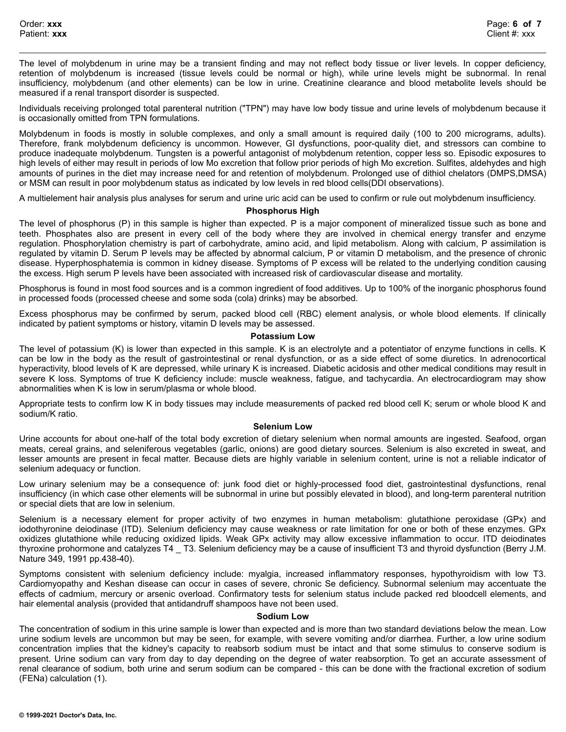The level of molybdenum in urine may be a transient finding and may not reflect body tissue or liver levels. In copper deficiency, retention of molybdenum is increased (tissue levels could be normal or high), while urine levels might be subnormal. In renal insufficiency, molybdenum (and other elements) can be low in urine. Creatinine clearance and blood metabolite levels should be measured if a renal transport disorder is suspected.

Individuals receiving prolonged total parenteral nutrition ("TPN") may have low body tissue and urine levels of molybdenum because it is occasionally omitted from TPN formulations.

Molybdenum in foods is mostly in soluble complexes, and only a small amount is required daily (100 to 200 micrograms, adults). Therefore, frank molybdenum deficiency is uncommon. However, GI dysfunctions, poor-quality diet, and stressors can combine to produce inadequate molybdenum. Tungsten is a powerful antagonist of molybdenum retention, copper less so. Episodic exposures to high levels of either may result in periods of low Mo excretion that follow prior periods of high Mo excretion. Sulfites, aldehydes and high amounts of purines in the diet may increase need for and retention of molybdenum. Prolonged use of dithiol chelators (DMPS,DMSA) or MSM can result in poor molybdenum status as indicated by low levels in red blood cells(DDI observations).

A multielement hair analysis plus analyses for serum and urine uric acid can be used to confirm or rule out molybdenum insufficiency.

### Phosphorus High

The level of phosphorus (P) in this sample is higher than expected. P is a major component of mineralized tissue such as bone and teeth. Phosphates also are present in every cell of the body where they are involved in chemical energy transfer and enzyme regulation. Phosphorylation chemistry is part of carbohydrate, amino acid, and lipid metabolism. Along with calcium, P assimilation is regulated by vitamin D. Serum P levels may be affected by abnormal calcium, P or vitamin D metabolism, and the presence of chronic disease. Hyperphosphatemia is common in kidney disease. Symptoms of P excess will be related to the underlying condition causing the excess. High serum P levels have been associated with increased risk of cardiovascular disease and mortality.

Phosphorus is found in most food sources and is a common ingredient of food additives. Up to 100% of the inorganic phosphorus found in processed foods (processed cheese and some soda (cola) drinks) may be absorbed.

Excess phosphorus may be confirmed by serum, packed blood cell (RBC) element analysis, or whole blood elements. If clinically indicated by patient symptoms or history, vitamin D levels may be assessed.

### Potassium Low

The level of potassium (K) is lower than expected in this sample. K is an electrolyte and a potentiator of enzyme functions in cells. K can be low in the body as the result of gastrointestinal or renal dysfunction, or as a side effect of some diuretics. In adrenocortical hyperactivity, blood levels of K are depressed, while urinary K is increased. Diabetic acidosis and other medical conditions may result in severe K loss. Symptoms of true K deficiency include: muscle weakness, fatigue, and tachycardia. An electrocardiogram may show abnormalities when K is low in serum/plasma or whole blood.

Appropriate tests to confirm low K in body tissues may include measurements of packed red blood cell K; serum or whole blood K and sodium/K ratio.

### Selenium Low

Urine accounts for about one-half of the total body excretion of dietary selenium when normal amounts are ingested. Seafood, organ meats, cereal grains, and seleniferous vegetables (garlic, onions) are good dietary sources. Selenium is also excreted in sweat, and lesser amounts are present in fecal matter. Because diets are highly variable in selenium content, urine is not a reliable indicator of selenium adequacy or function.

Low urinary selenium may be a consequence of: junk food diet or highly-processed food diet, gastrointestinal dysfunctions, renal insufficiency (in which case other elements will be subnormal in urine but possibly elevated in blood), and long-term parenteral nutrition or special diets that are low in selenium.

Selenium is a necessary element for proper activity of two enzymes in human metabolism: glutathione peroxidase (GPx) and iodothyronine deiodinase (ITD). Selenium deficiency may cause weakness or rate limitation for one or both of these enzymes. GPx oxidizes glutathione while reducing oxidized lipids. Weak GPx activity may allow excessive inflammation to occur. ITD deiodinates thyroxine prohormone and catalyzes T4 _ T3. Selenium deficiency may be a cause of insufficient T3 and thyroid dysfunction (Berry J.M. Nature 349, 1991 pp.438-40).

Symptoms consistent with selenium deficiency include: myalgia, increased inflammatory responses, hypothyroidism with low T3. Cardiomyopathy and Keshan disease can occur in cases of severe, chronic Se deficiency. Subnormal selenium may accentuate the effects of cadmium, mercury or arsenic overload. Confirmatory tests for selenium status include packed red bloodcell elements, and hair elemental analysis (provided that antidandruff shampoos have not been used.

### Sodium Low

The concentration of sodium in this urine sample is lower than expected and is more than two standard deviations below the mean. Low urine sodium levels are uncommon but may be seen, for example, with severe vomiting and/or diarrhea. Further, a low urine sodium concentration implies that the kidney's capacity to reabsorb sodium must be intact and that some stimulus to conserve sodium is present. Urine sodium can vary from day to day depending on the degree of water reabsorption. To get an accurate assessment of renal clearance of sodium, both urine and serum sodium can be compared - this can be done with the fractional excretion of sodium (FENa) calculation (1).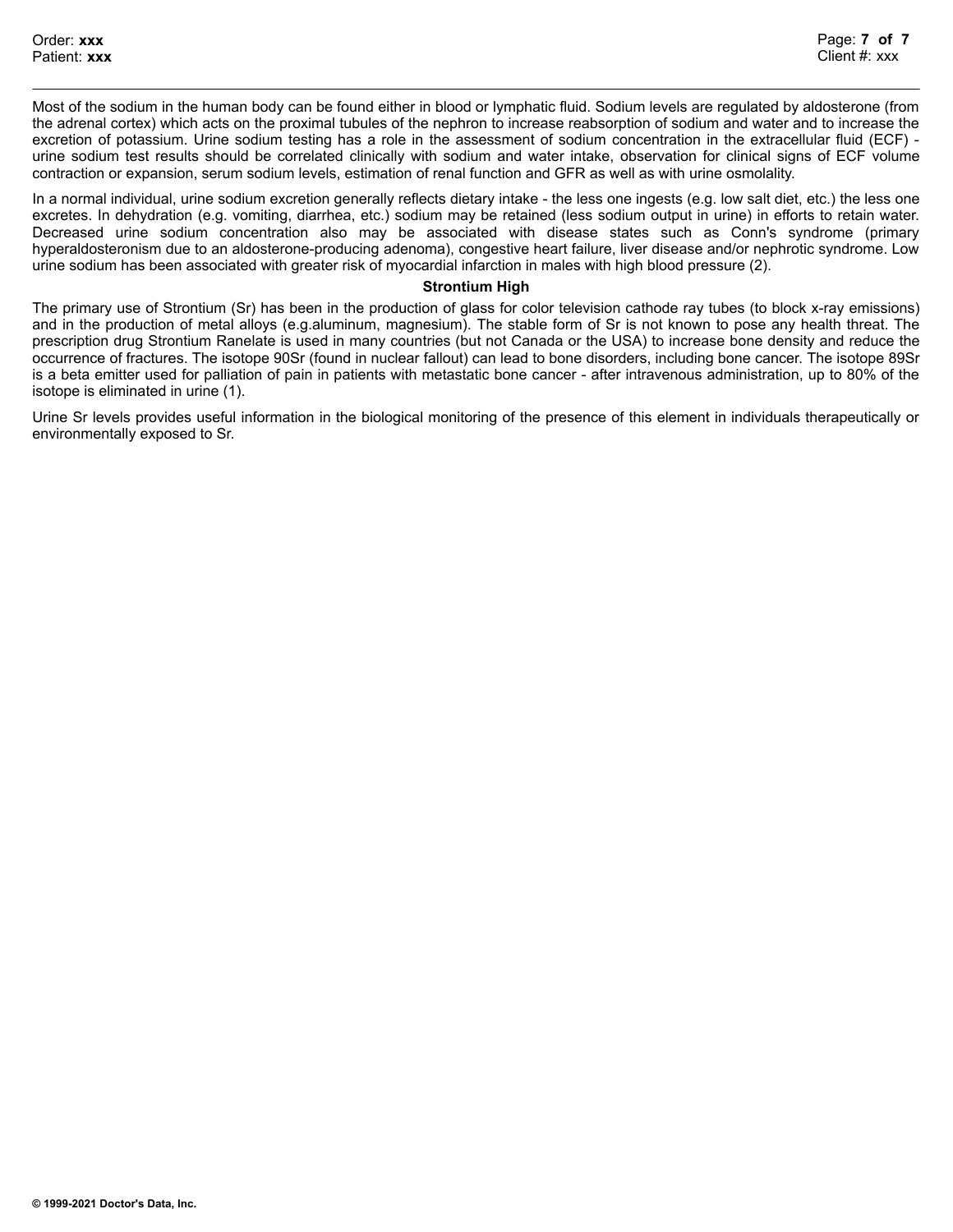Most of the sodium in the human body can be found either in blood or lymphatic fluid. Sodium levels are regulated by aldosterone (from the adrenal cortex) which acts on the proximal tubules of the nephron to increase reabsorption of sodium and water and to increase the excretion of potassium. Urine sodium testing has a role in the assessment of sodium concentration in the extracellular fluid (ECF) - urine sodium test results should be correlated clinically with sodium and water intake, observation for clinical signs of ECF volume contraction or expansion, serum sodium levels, estimation of renal function and GFR as well as with urine osmolality.

In a normal individual, urine sodium excretion generally reflects dietary intake - the less one ingests (e.g. low salt diet, etc.) the less one excretes. In dehydration (e.g. vomiting, diarrhea, etc.) sodium may be retained (less sodium output in urine) in efforts to retain water. Decreased urine sodium concentration also may be associated with disease states such as Conn's syndrome (primary hyperaldosteronism due to an aldosterone-producing adenoma), congestive heart failure, liver disease and/or nephrotic syndrome. Low urine sodium has been associated with greater risk of myocardial infarction in males with high blood pressure (2).

**Strontium High**

The primary use of Strontium (Sr) has been in the production of glass for color television cathode ray tubes (to block x-ray emissions) and in the production of metal alloys (e.g.aluminum, magnesium). The stable form of Sr is not known to pose any health threat. The prescription drug Strontium Ranelate is used in many countries (but not Canada or the USA) to increase bone density and reduce the occurrence of fractures. The isotope 90Sr (found in nuclear fallout) can lead to bone disorders, including bone cancer. The isotope 89Sr is a beta emitter used for palliation of pain in patients with metastatic bone cancer - after intravenous administration, up to 80% of the isotope is eliminated in urine (1).

Urine Sr levels provides useful information in the biological monitoring of the presence of this element in individuals therapeutically or environmentally exposed to Sr.

© 1999-2021 Doctor's Data, Inc.